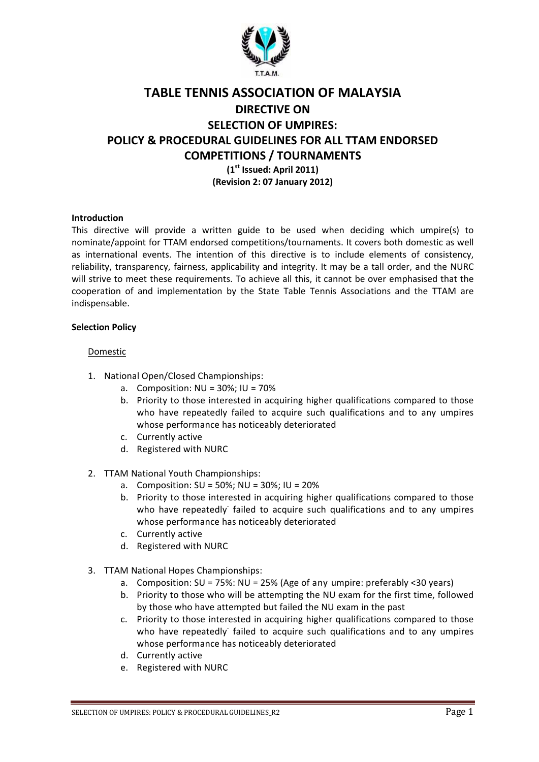T.T.A.M.

# TABLE TENNIS ASSOCIATION OF MALAYSIA

## DIRECTIVE ON SELECTION OF UMPIRES: POLICY & PROCEDURAL GUIDELINES FOR ALL TTAM ENDORSED COMPETITIONS / TOURNAMENTS

**(1st Issued: April 2011)**
**(Revision 2: 07 January 2012)**

**Introduction**

This directive will provide a written guide to be used when deciding which umpire(s) to nominate/appoint for TTAM endorsed competitions/tournaments. It covers both domestic as well as international events. The intention of this directive is to include elements of consistency, reliability, transparency, fairness, applicability and integrity. It may be a tall order, and the NURC will strive to meet these requirements. To achieve all this, it cannot be over emphasised that the cooperation of and implementation by the State Table Tennis Associations and the TTAM are indispensable.

**Selection Policy**

Domestic

1. National Open/Closed Championships:
   a. Composition: NU = 30%; IU = 70%
   b. Priority to those interested in acquiring higher qualifications compared to those who have repeatedly failed to acquire such qualifications and to any umpires whose performance has noticeably deteriorated
   c. Currently active
   d. Registered with NURC

2. TTAM National Youth Championships:
   a. Composition: SU = 50%; NU = 30%; IU = 20%
   b. Priority to those interested in acquiring higher qualifications compared to those who have repeatedly failed to acquire such qualifications and to any umpires whose performance has noticeably deteriorated
   c. Currently active
   d. Registered with NURC

3. TTAM National Hopes Championships:
   a. Composition: SU = 75%: NU = 25% (Age of any umpire: preferably <30 years)
   b. Priority to those who will be attempting the NU exam for the first time, followed by those who have attempted but failed the NU exam in the past
   c. Priority to those interested in acquiring higher qualifications compared to those who have repeatedly failed to acquire such qualifications and to any umpires whose performance has noticeably deteriorated
   d. Currently active
   e. Registered with NURC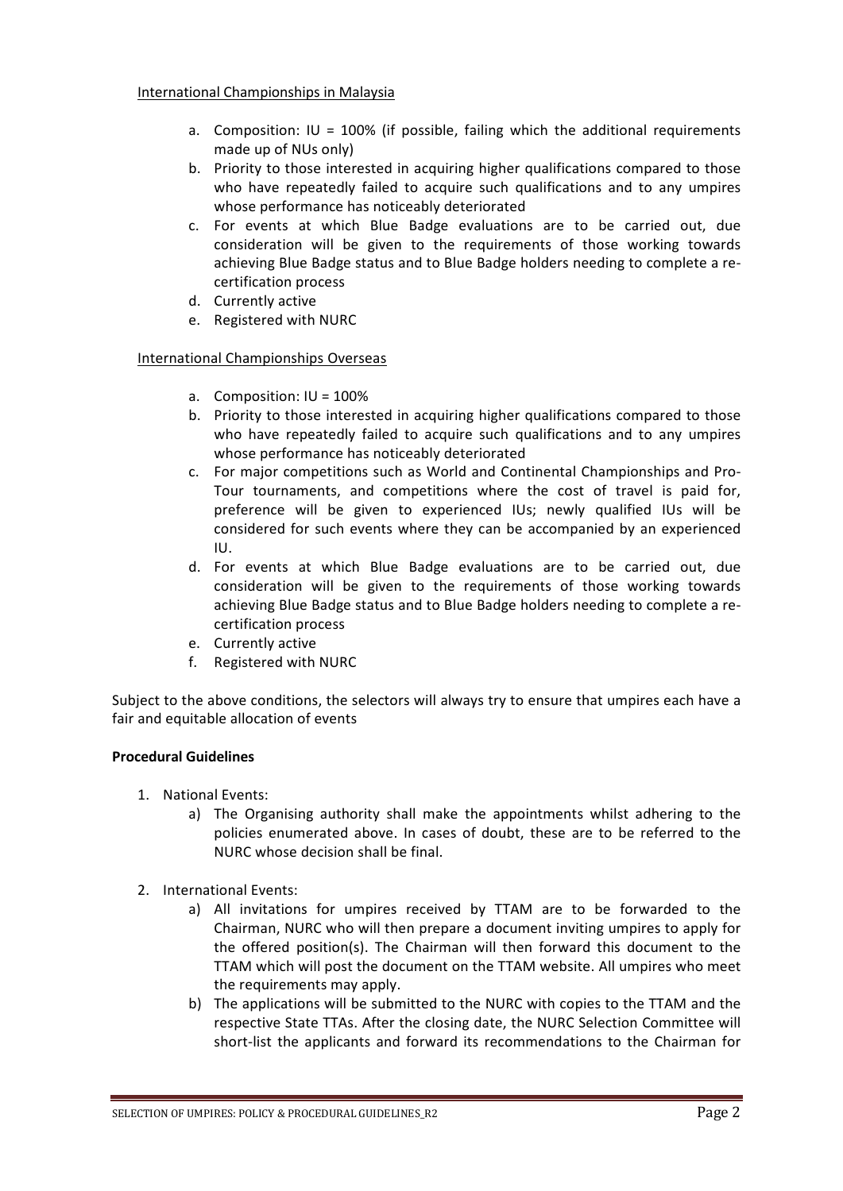International Championships in Malaysia

a. Composition: IU = 100% (if possible, failing which the additional requirements made up of NUs only)
b. Priority to those interested in acquiring higher qualifications compared to those who have repeatedly failed to acquire such qualifications and to any umpires whose performance has noticeably deteriorated
c. For events at which Blue Badge evaluations are to be carried out, due consideration will be given to the requirements of those working towards achieving Blue Badge status and to Blue Badge holders needing to complete a re-certification process
d. Currently active
e. Registered with NURC

International Championships Overseas

a. Composition: IU = 100%
b. Priority to those interested in acquiring higher qualifications compared to those who have repeatedly failed to acquire such qualifications and to any umpires whose performance has noticeably deteriorated
c. For major competitions such as World and Continental Championships and Pro-Tour tournaments, and competitions where the cost of travel is paid for, preference will be given to experienced IUs; newly qualified IUs will be considered for such events where they can be accompanied by an experienced IU.
d. For events at which Blue Badge evaluations are to be carried out, due consideration will be given to the requirements of those working towards achieving Blue Badge status and to Blue Badge holders needing to complete a re-certification process
e. Currently active
f. Registered with NURC

Subject to the above conditions, the selectors will always try to ensure that umpires each have a fair and equitable allocation of events

**Procedural Guidelines**

1. National Events:
   a) The Organising authority shall make the appointments whilst adhering to the policies enumerated above. In cases of doubt, these are to be referred to the NURC whose decision shall be final.

2. International Events:
   a) All invitations for umpires received by TTAM are to be forwarded to the Chairman, NURC who will then prepare a document inviting umpires to apply for the offered position(s). The Chairman will then forward this document to the TTAM which will post the document on the TTAM website. All umpires who meet the requirements may apply.
   b) The applications will be submitted to the NURC with copies to the TTAM and the respective State TTAs. After the closing date, the NURC Selection Committee will short-list the applicants and forward its recommendations to the Chairman for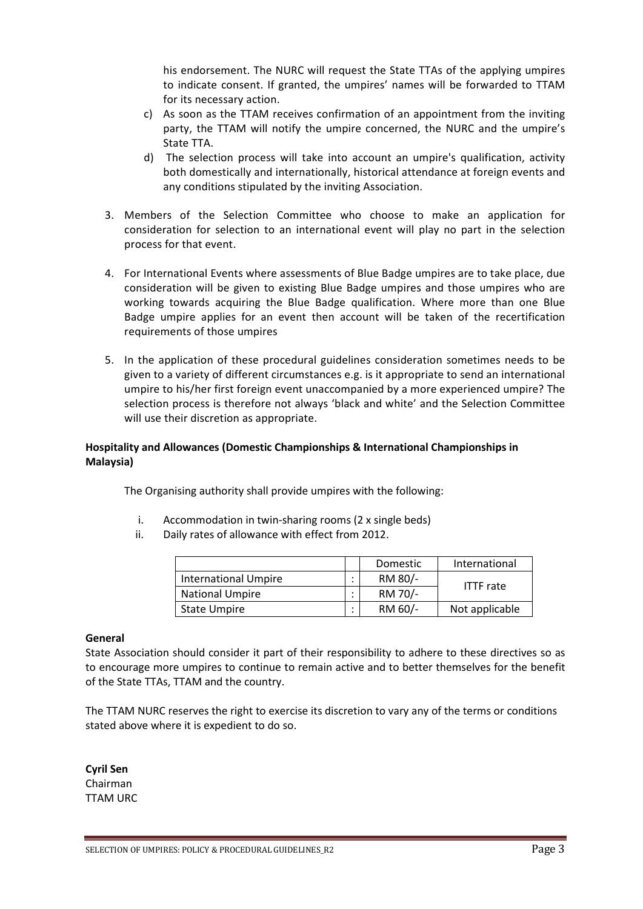his endorsement. The NURC will request the State TTAs of the applying umpires to indicate consent. If granted, the umpires' names will be forwarded to TTAM for its necessary action.

c) As soon as the TTAM receives confirmation of an appointment from the inviting party, the TTAM will notify the umpire concerned, the NURC and the umpire's State TTA.

d) The selection process will take into account an umpire's qualification, activity both domestically and internationally, historical attendance at foreign events and any conditions stipulated by the inviting Association.

3. Members of the Selection Committee who choose to make an application for consideration for selection to an international event will play no part in the selection process for that event.

4. For International Events where assessments of Blue Badge umpires are to take place, due consideration will be given to existing Blue Badge umpires and those umpires who are working towards acquiring the Blue Badge qualification. Where more than one Blue Badge umpire applies for an event then account will be taken of the recertification requirements of those umpires

5. In the application of these procedural guidelines consideration sometimes needs to be given to a variety of different circumstances e.g. is it appropriate to send an international umpire to his/her first foreign event unaccompanied by a more experienced umpire? The selection process is therefore not always 'black and white' and the Selection Committee will use their discretion as appropriate.

**Hospitality and Allowances (Domestic Championships & International Championships in Malaysia)**

The Organising authority shall provide umpires with the following:

i. Accommodation in twin-sharing rooms (2 x single beds)
ii. Daily rates of allowance with effect from 2012.

| | | Domestic | International |
|---|---|---|---|
| International Umpire | : | RM 80/- | ITTF rate |
| National Umpire | : | RM 70/- | |
| State Umpire | : | RM 60/- | Not applicable |

**General**

State Association should consider it part of their responsibility to adhere to these directives so as to encourage more umpires to continue to remain active and to better themselves for the benefit of the State TTAs, TTAM and the country.

The TTAM NURC reserves the right to exercise its discretion to vary any of the terms or conditions stated above where it is expedient to do so.

**Cyril Sen**
Chairman
TTAM URC